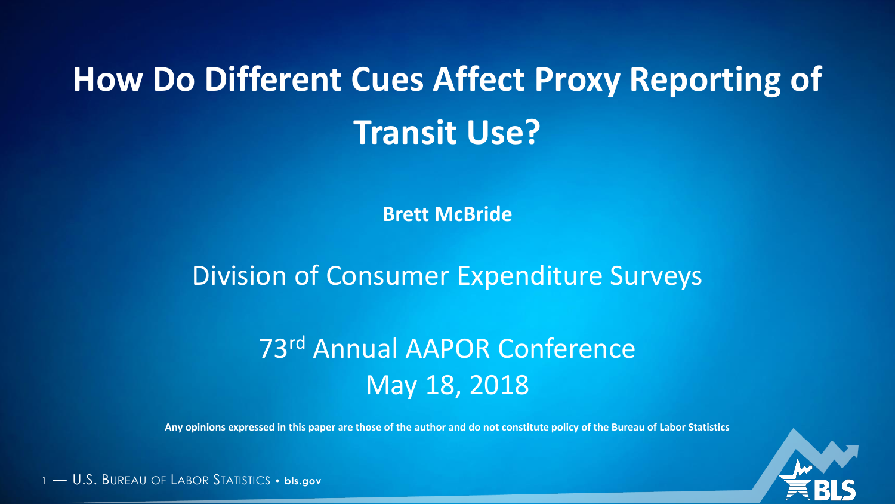# How Do Different Cues Affect Proxy Reporting of Transit Use?

**Brett McBride**

Division of Consumer Expenditure Surveys

73rd Annual AAPOR Conference
May 18, 2018

**Any opinions expressed in this paper are those of the author and do not constitute policy of the Bureau of Labor Statistics**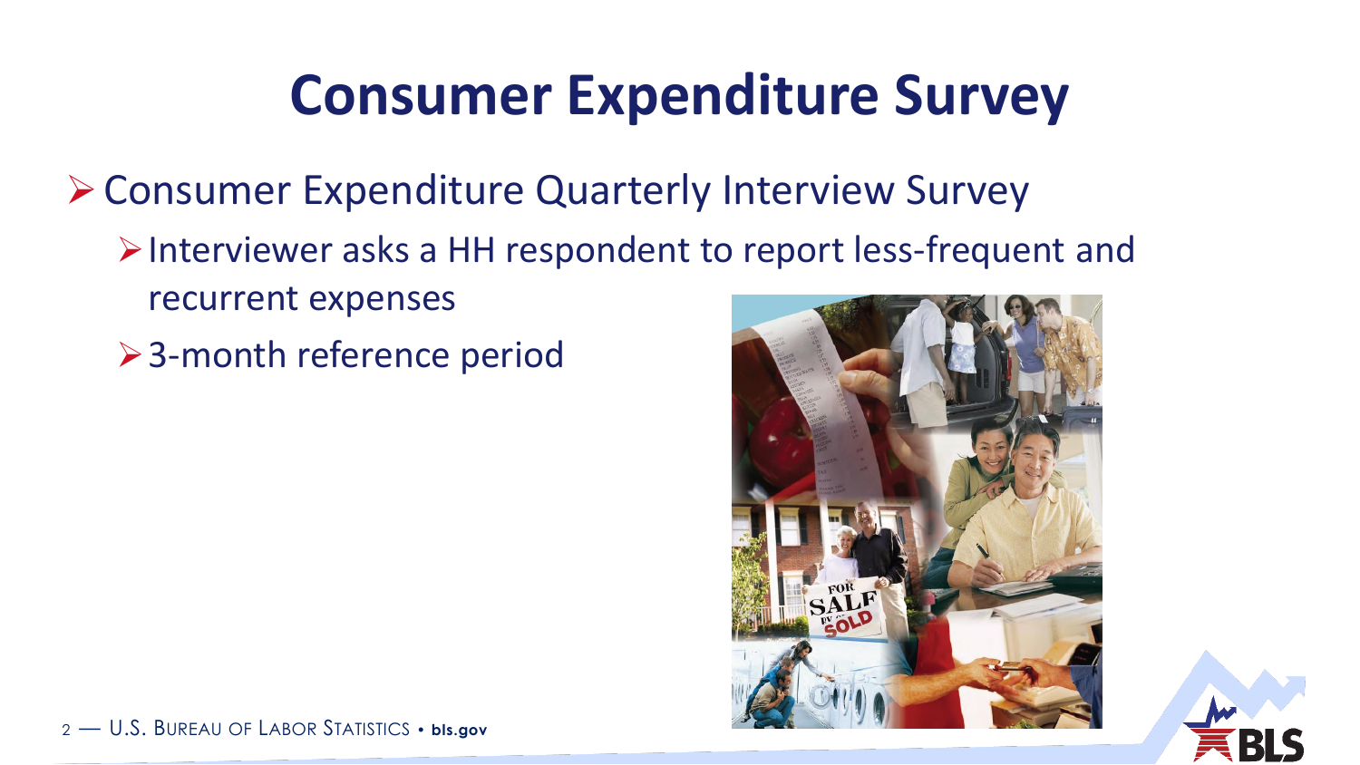# Consumer Expenditure Survey

- Consumer Expenditure Quarterly Interview Survey
  - Interviewer asks a HH respondent to report less-frequent and recurrent expenses
  - 3-month reference period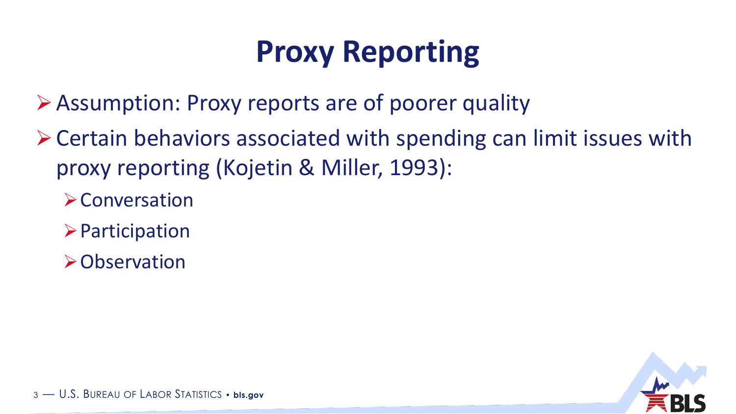# Proxy Reporting

- Assumption: Proxy reports are of poorer quality
- Certain behaviors associated with spending can limit issues with proxy reporting (Kojetin & Miller, 1993):
  - Conversation
  - Participation
  - Observation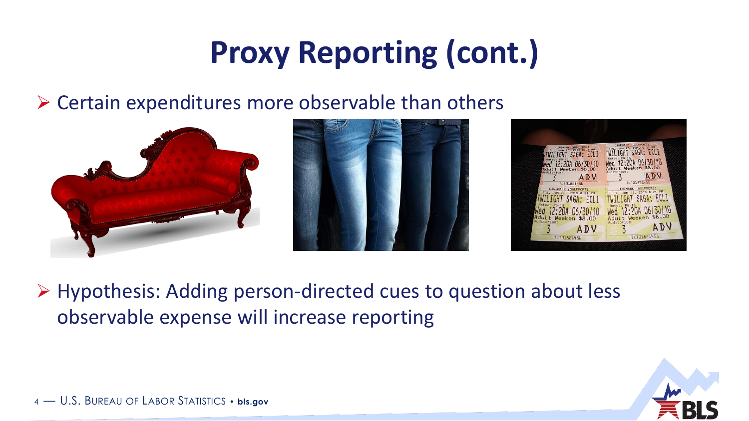# Proxy Reporting (cont.)

- Certain expenditures more observable than others

- Hypothesis: Adding person-directed cues to question about less observable expense will increase reporting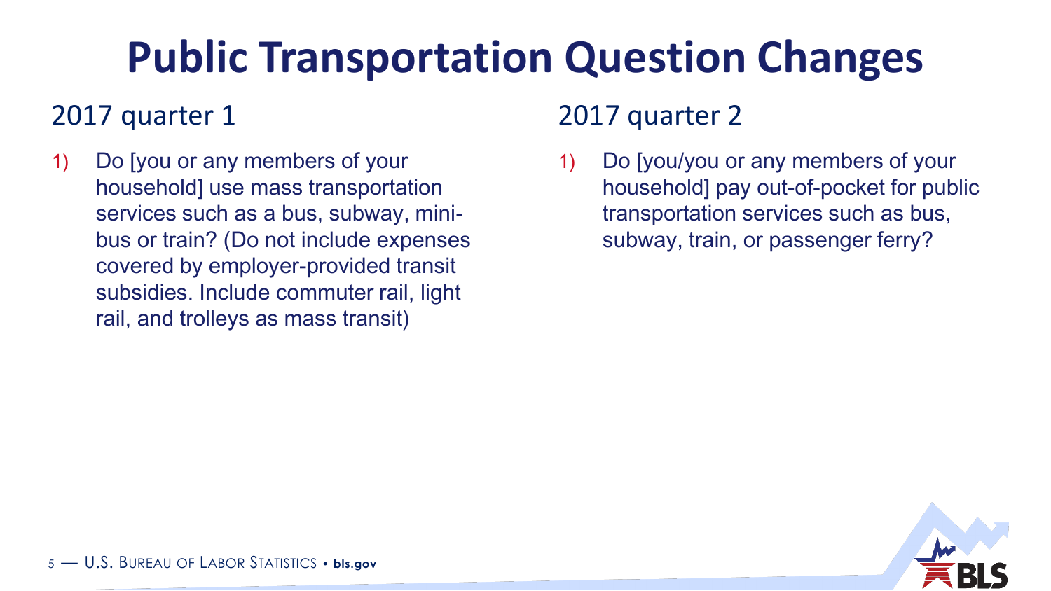# Public Transportation Question Changes

## 2017 quarter 1

1) Do [you or any members of your household] use mass transportation services such as a bus, subway, mini-bus or train? (Do not include expenses covered by employer-provided transit subsidies. Include commuter rail, light rail, and trolleys as mass transit)

## 2017 quarter 2

1) Do [you/you or any members of your household] pay out-of-pocket for public transportation services such as bus, subway, train, or passenger ferry?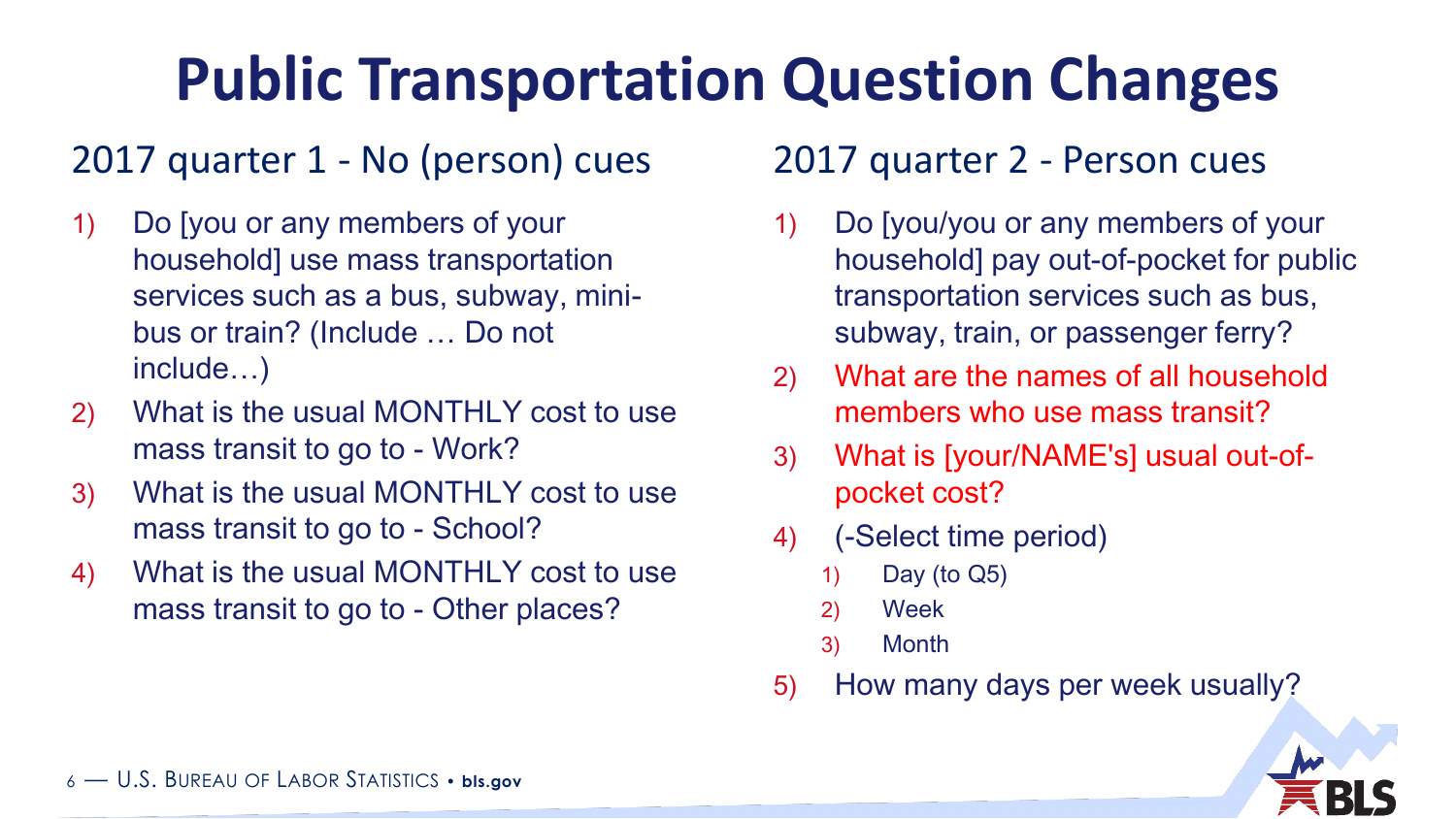# Public Transportation Question Changes

## 2017 quarter 1 - No (person) cues

1) Do [you or any members of your household] use mass transportation services such as a bus, subway, mini-bus or train? (Include … Do not include…)
2) What is the usual MONTHLY cost to use mass transit to go to - Work?
3) What is the usual MONTHLY cost to use mass transit to go to - School?
4) What is the usual MONTHLY cost to use mass transit to go to - Other places?

## 2017 quarter 2 - Person cues

1) Do [you/you or any members of your household] pay out-of-pocket for public transportation services such as bus, subway, train, or passenger ferry?
2) What are the names of all household members who use mass transit?
3) What is [your/NAME's] usual out-of-pocket cost?
4) (-Select time period)
    1) Day (to Q5)
    2) Week
    3) Month
5) How many days per week usually?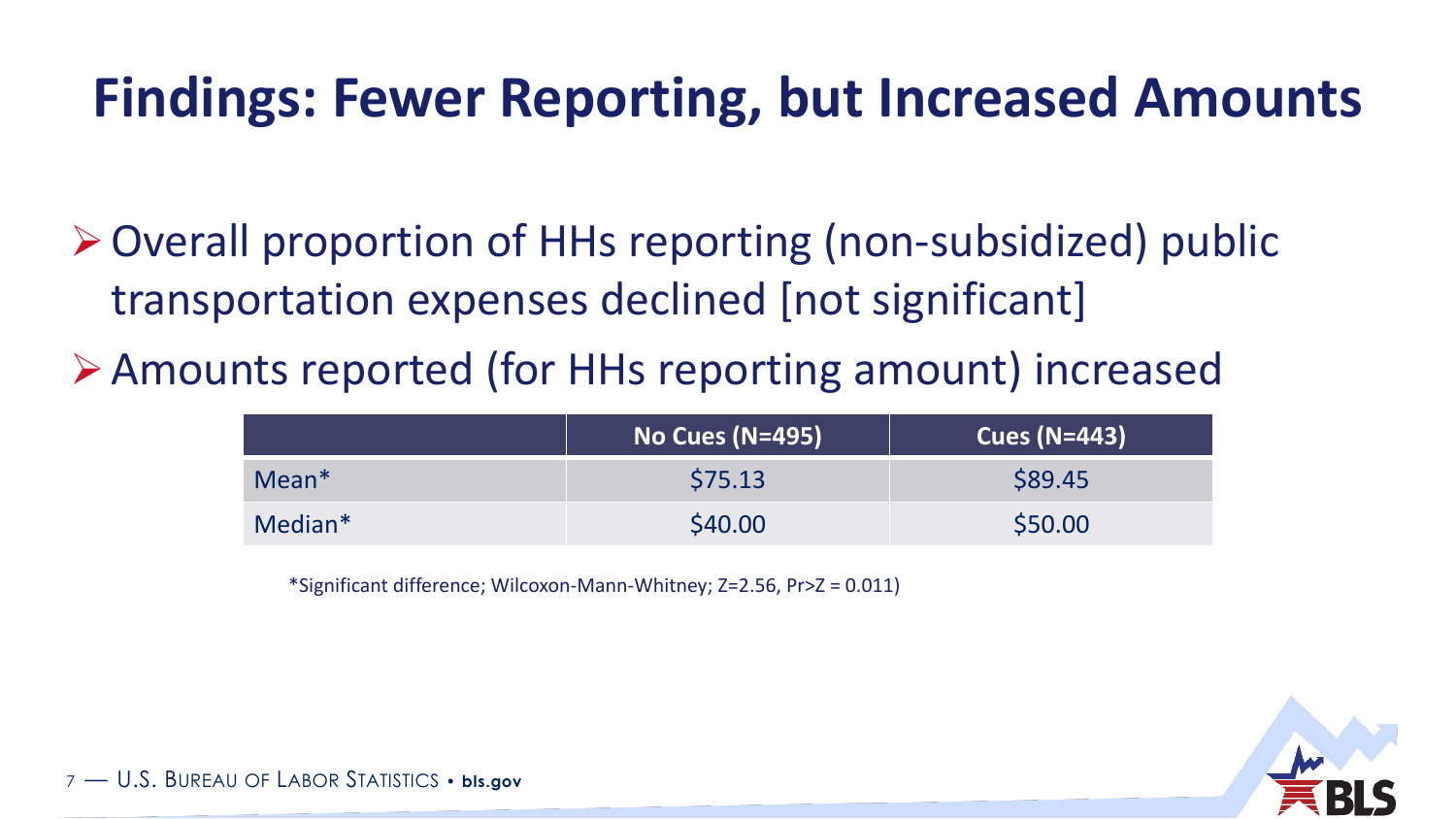# Findings: Fewer Reporting, but Increased Amounts

- Overall proportion of HHs reporting (non-subsidized) public transportation expenses declined [not significant]
- Amounts reported (for HHs reporting amount) increased

| | No Cues (N=495) | Cues (N=443) |
|---|---|---|
| Mean* | $75.13 | $89.45 |
| Median* | $40.00 | $50.00 |

*Significant difference; Wilcoxon-Mann-Whitney; Z=2.56, Pr>Z = 0.011)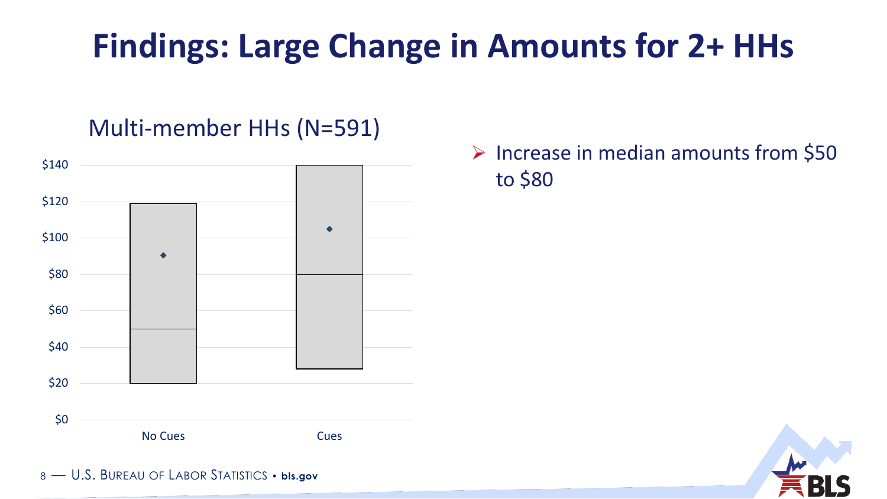# Findings: Large Change in Amounts for 2+ HHs

Multi-member HHs (N=591)

- Increase in median amounts from $50 to $80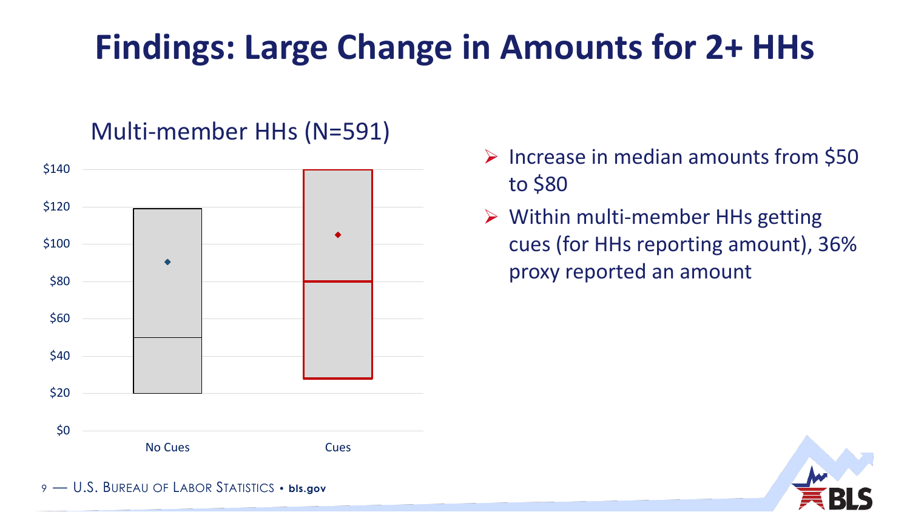# Findings: Large Change in Amounts for 2+ HHs

Multi-member HHs (N=591)

| | No Cues | Cues |
|---|---|---|
| Upper bound | $119 | $140 |
| Mean (marker) | ~$90 | ~$105 |
| Median | $50 | $80 |
| Lower bound | $20 | $28 |

- Increase in median amounts from $50 to $80
- Within multi-member HHs getting cues (for HHs reporting amount), 36% proxy reported an amount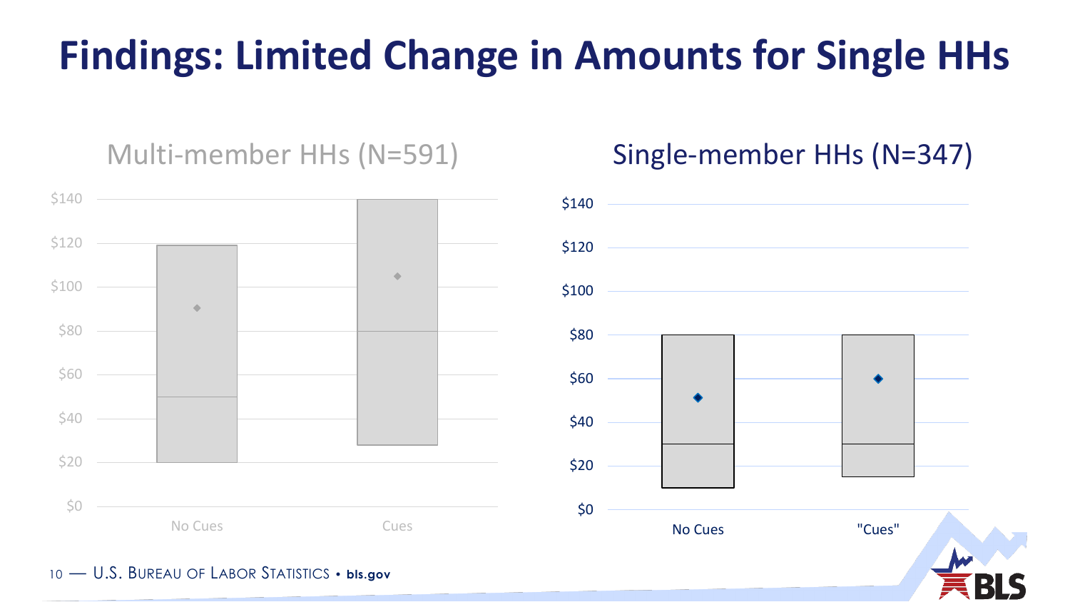# Findings: Limited Change in Amounts for Single HHs

## Multi-member HHs (N=591)

$140
$120
$100
$80
$60
$40
$20
$0

No Cues | Cues

## Single-member HHs (N=347)

$140
$120
$100
$80
$60
$40
$20
$0

No Cues | "Cues"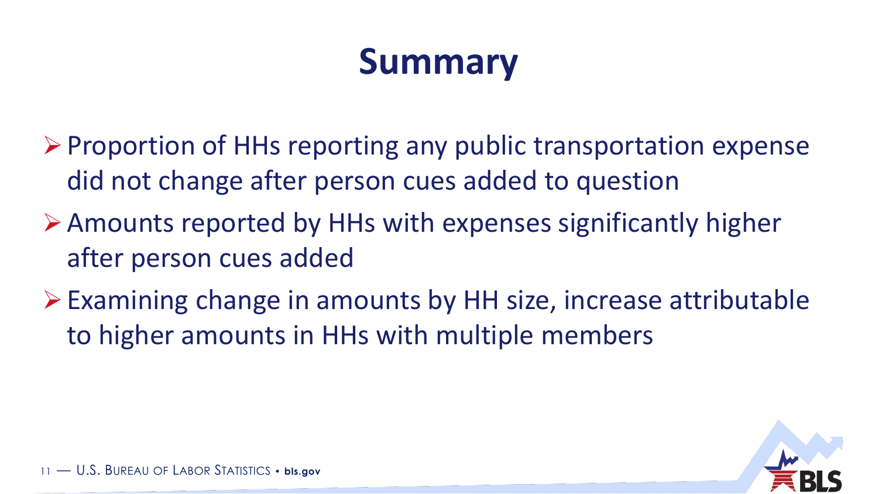# Summary

- Proportion of HHs reporting any public transportation expense did not change after person cues added to question
- Amounts reported by HHs with expenses significantly higher after person cues added
- Examining change in amounts by HH size, increase attributable to higher amounts in HHs with multiple members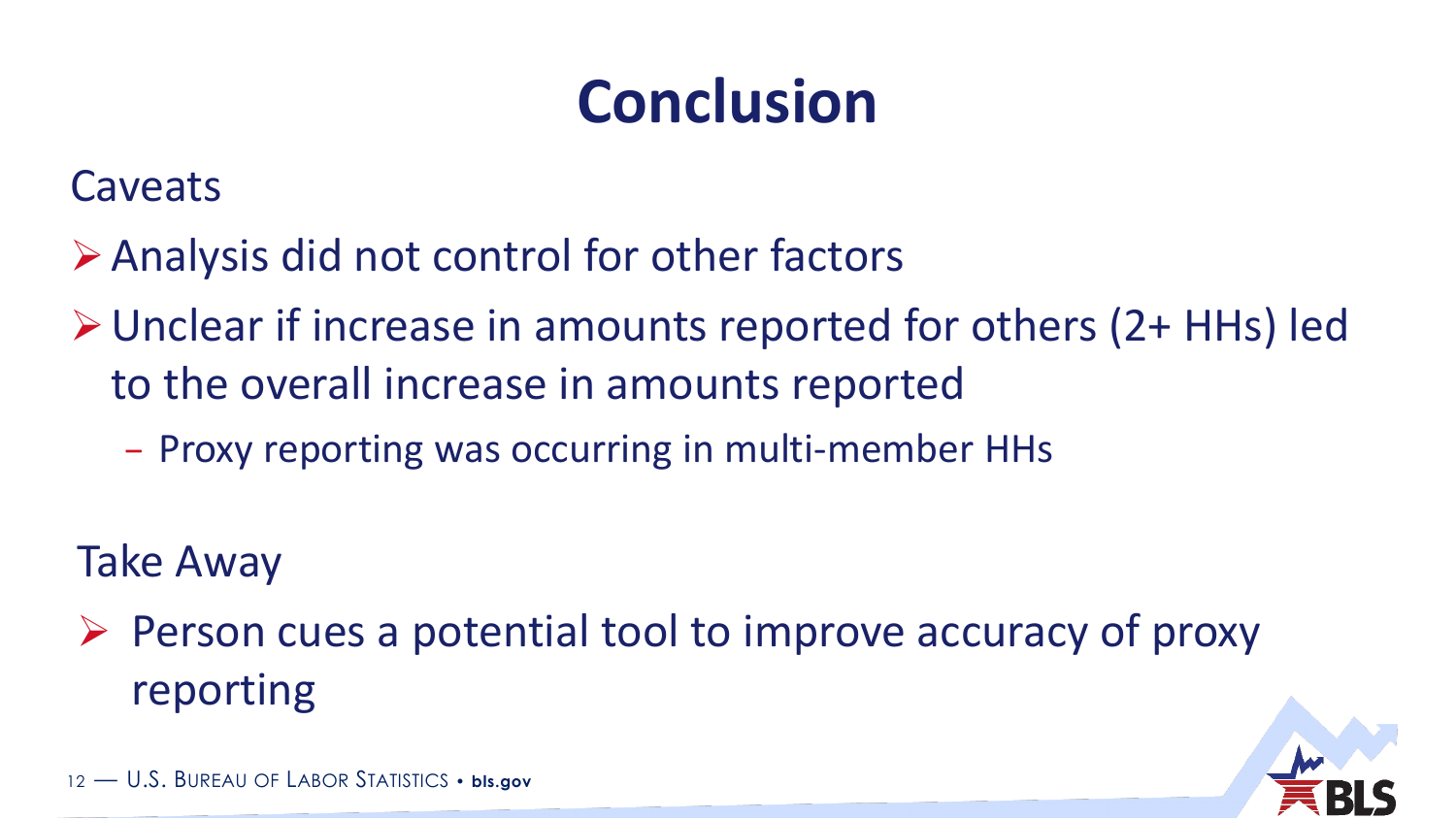# Conclusion

Caveats

- Analysis did not control for other factors
- Unclear if increase in amounts reported for others (2+ HHs) led to the overall increase in amounts reported
  - Proxy reporting was occurring in multi-member HHs

Take Away

- Person cues a potential tool to improve accuracy of proxy reporting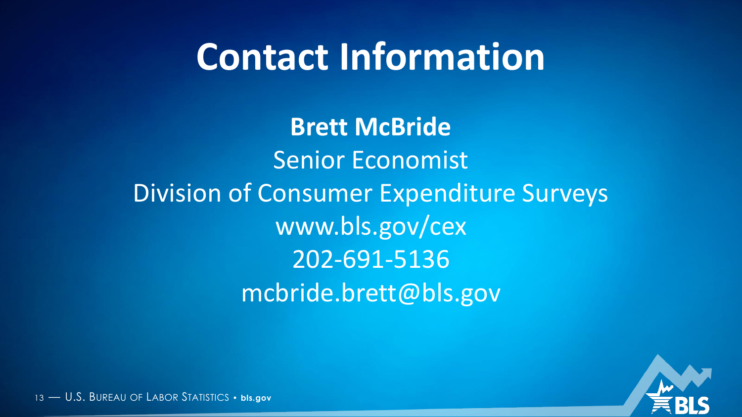# Contact Information

**Brett McBride**

Senior Economist

Division of Consumer Expenditure Surveys

www.bls.gov/cex

202-691-5136

mcbride.brett@bls.gov